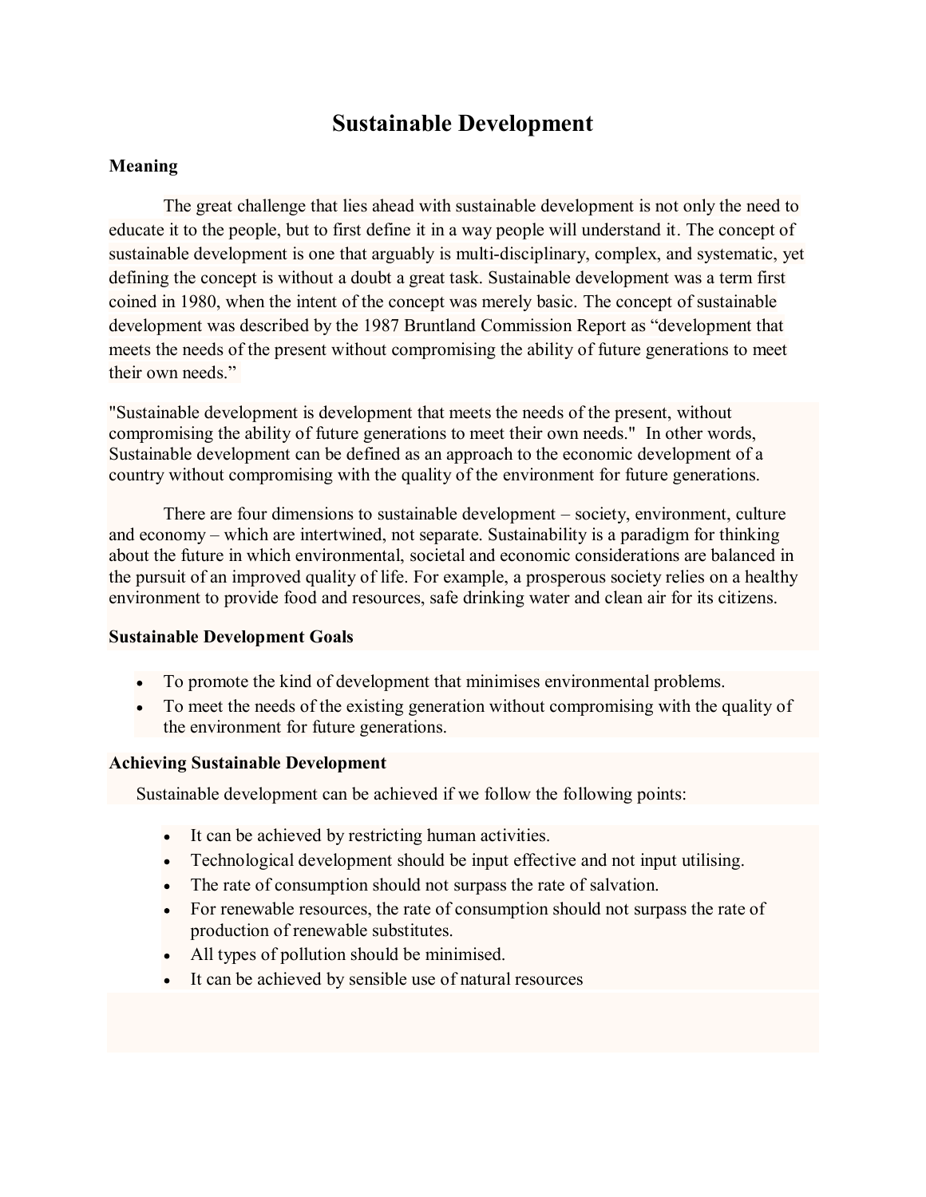# Sustainable Development

**Meaning**

The great challenge that lies ahead with sustainable development is not only the need to educate it to the people, but to first define it in a way people will understand it. The concept of sustainable development is one that arguably is multi-disciplinary, complex, and systematic, yet defining the concept is without a doubt a great task. Sustainable development was a term first coined in 1980, when the intent of the concept was merely basic. The concept of sustainable development was described by the 1987 Bruntland Commission Report as "development that meets the needs of the present without compromising the ability of future generations to meet their own needs."

"Sustainable development is development that meets the needs of the present, without compromising the ability of future generations to meet their own needs." In other words, Sustainable development can be defined as an approach to the economic development of a country without compromising with the quality of the environment for future generations.

There are four dimensions to sustainable development – society, environment, culture and economy – which are intertwined, not separate. Sustainability is a paradigm for thinking about the future in which environmental, societal and economic considerations are balanced in the pursuit of an improved quality of life. For example, a prosperous society relies on a healthy environment to provide food and resources, safe drinking water and clean air for its citizens.

**Sustainable Development Goals**

- To promote the kind of development that minimises environmental problems.
- To meet the needs of the existing generation without compromising with the quality of the environment for future generations.

**Achieving Sustainable Development**

Sustainable development can be achieved if we follow the following points:

- It can be achieved by restricting human activities.
- Technological development should be input effective and not input utilising.
- The rate of consumption should not surpass the rate of salvation.
- For renewable resources, the rate of consumption should not surpass the rate of production of renewable substitutes.
- All types of pollution should be minimised.
- It can be achieved by sensible use of natural resources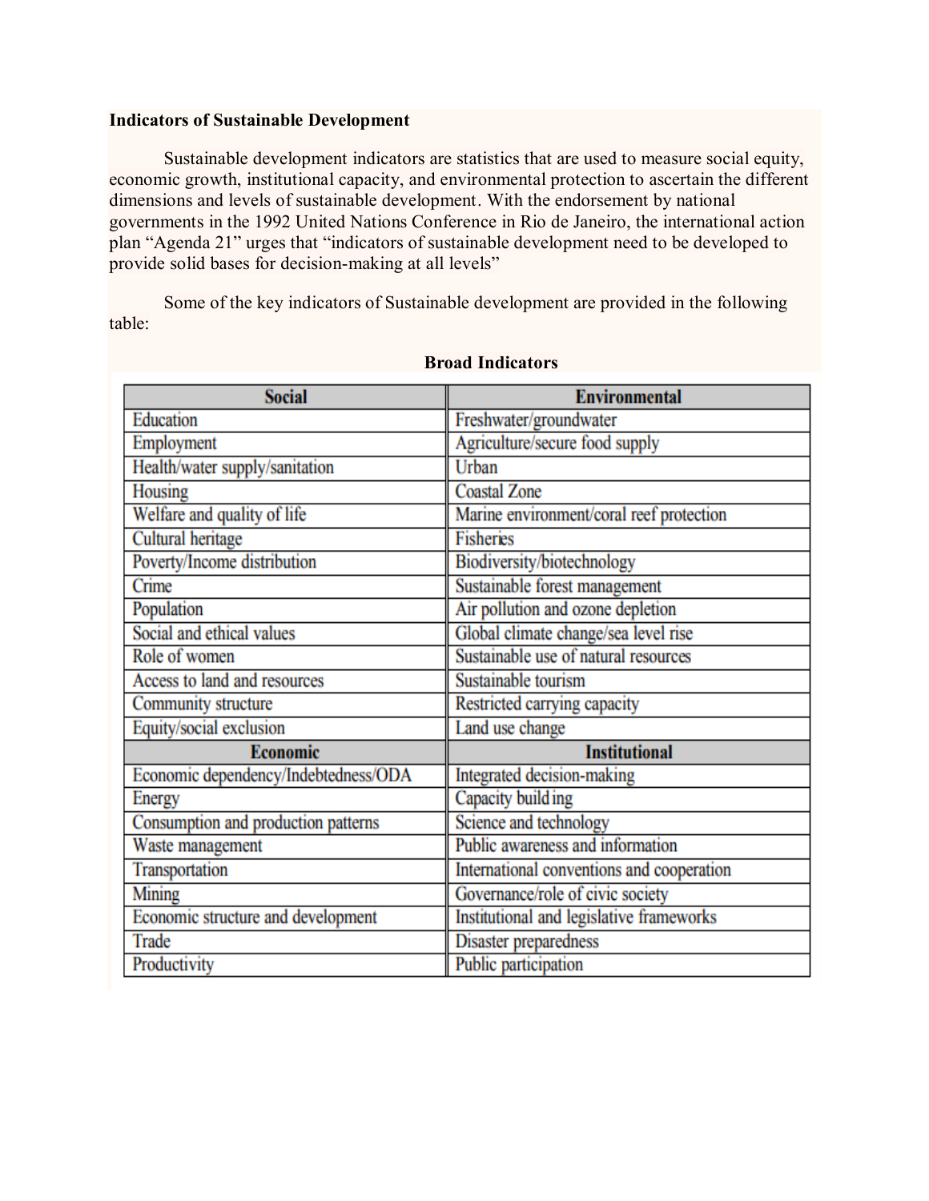**Indicators of Sustainable Development**

Sustainable development indicators are statistics that are used to measure social equity, economic growth, institutional capacity, and environmental protection to ascertain the different dimensions and levels of sustainable development. With the endorsement by national governments in the 1992 United Nations Conference in Rio de Janeiro, the international action plan "Agenda 21" urges that "indicators of sustainable development need to be developed to provide solid bases for decision-making at all levels"

Some of the key indicators of Sustainable development are provided in the following table:

**Broad Indicators**

| Social | Environmental |
|---|---|
| Education | Freshwater/groundwater |
| Employment | Agriculture/secure food supply |
| Health/water supply/sanitation | Urban |
| Housing | Coastal Zone |
| Welfare and quality of life | Marine environment/coral reef protection |
| Cultural heritage | Fisheries |
| Poverty/Income distribution | Biodiversity/biotechnology |
| Crime | Sustainable forest management |
| Population | Air pollution and ozone depletion |
| Social and ethical values | Global climate change/sea level rise |
| Role of women | Sustainable use of natural resources |
| Access to land and resources | Sustainable tourism |
| Community structure | Restricted carrying capacity |
| Equity/social exclusion | Land use change |
| **Economic** | **Institutional** |
| Economic dependency/Indebtedness/ODA | Integrated decision-making |
| Energy | Capacity building |
| Consumption and production patterns | Science and technology |
| Waste management | Public awareness and information |
| Transportation | International conventions and cooperation |
| Mining | Governance/role of civic society |
| Economic structure and development | Institutional and legislative frameworks |
| Trade | Disaster preparedness |
| Productivity | Public participation |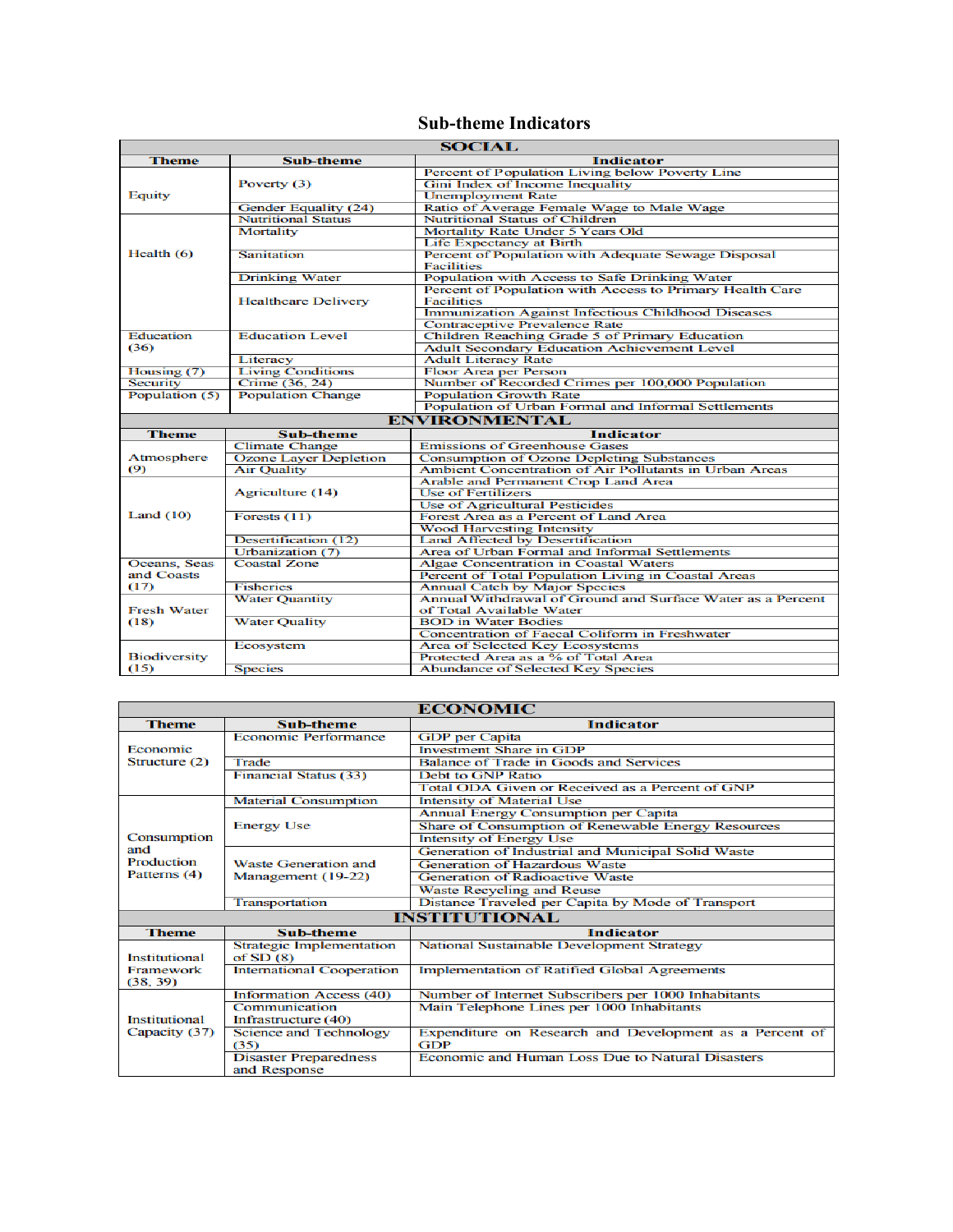## Sub-theme Indicators

| SOCIAL | | |
|---|---|---|
| **Theme** | **Sub-theme** | **Indicator** |
| Equity | Poverty (3) | Percent of Population Living below Poverty Line |
| | | Gini Index of Income Inequality |
| | | Unemployment Rate |
| | Gender Equality (24) | Ratio of Average Female Wage to Male Wage |
| Health (6) | Nutritional Status | Nutritional Status of Children |
| | Mortality | Mortality Rate Under 5 Years Old |
| | | Life Expectancy at Birth |
| | Sanitation | Percent of Population with Adequate Sewage Disposal Facilities |
| | Drinking Water | Population with Access to Safe Drinking Water |
| | Healthcare Delivery | Percent of Population with Access to Primary Health Care Facilities |
| | | Immunization Against Infectious Childhood Diseases |
| | | Contraceptive Prevalence Rate |
| Education (36) | Education Level | Children Reaching Grade 5 of Primary Education |
| | | Adult Secondary Education Achievement Level |
| | Literacy | Adult Literacy Rate |
| Housing (7) | Living Conditions | Floor Area per Person |
| Security | Crime (36, 24) | Number of Recorded Crimes per 100,000 Population |
| Population (5) | Population Change | Population Growth Rate |
| | | Population of Urban Formal and Informal Settlements |

| ENVIRONMENTAL | | |
|---|---|---|
| **Theme** | **Sub-theme** | **Indicator** |
| Atmosphere (9) | Climate Change | Emissions of Greenhouse Gases |
| | Ozone Layer Depletion | Consumption of Ozone Depleting Substances |
| | Air Quality | Ambient Concentration of Air Pollutants in Urban Areas |
| Land (10) | Agriculture (14) | Arable and Permanent Crop Land Area |
| | | Use of Fertilizers |
| | | Use of Agricultural Pesticides |
| | Forests (11) | Forest Area as a Percent of Land Area |
| | | Wood Harvesting Intensity |
| | Desertification (12) | Land Affected by Desertification |
| | Urbanization (7) | Area of Urban Formal and Informal Settlements |
| Oceans, Seas and Coasts (17) | Coastal Zone | Algae Concentration in Coastal Waters |
| | | Percent of Total Population Living in Coastal Areas |
| | Fisheries | Annual Catch by Major Species |
| Fresh Water (18) | Water Quantity | Annual Withdrawal of Ground and Surface Water as a Percent of Total Available Water |
| | Water Quality | BOD in Water Bodies |
| | | Concentration of Faecal Coliform in Freshwater |
| Biodiversity (15) | Ecosystem | Area of Selected Key Ecosystems |
| | | Protected Area as a % of Total Area |
| | Species | Abundance of Selected Key Species |

| ECONOMIC | | |
|---|---|---|
| **Theme** | **Sub-theme** | **Indicator** |
| Economic Structure (2) | Economic Performance | GDP per Capita |
| | | Investment Share in GDP |
| | Trade | Balance of Trade in Goods and Services |
| | Financial Status (33) | Debt to GNP Ratio |
| | | Total ODA Given or Received as a Percent of GNP |
| Consumption and Production Patterns (4) | Material Consumption | Intensity of Material Use |
| | Energy Use | Annual Energy Consumption per Capita |
| | | Share of Consumption of Renewable Energy Resources |
| | | Intensity of Energy Use |
| | Waste Generation and Management (19-22) | Generation of Industrial and Municipal Solid Waste |
| | | Generation of Hazardous Waste |
| | | Generation of Radioactive Waste |
| | | Waste Recycling and Reuse |
| | Transportation | Distance Traveled per Capita by Mode of Transport |

| INSTITUTIONAL | | |
|---|---|---|
| **Theme** | **Sub-theme** | **Indicator** |
| Institutional Framework (38, 39) | Strategic Implementation of SD (8) | National Sustainable Development Strategy |
| | International Cooperation | Implementation of Ratified Global Agreements |
| Institutional Capacity (37) | Information Access (40) | Number of Internet Subscribers per 1000 Inhabitants |
| | Communication Infrastructure (40) | Main Telephone Lines per 1000 Inhabitants |
| | Science and Technology (35) | Expenditure on Research and Development as a Percent of GDP |
| | Disaster Preparedness and Response | Economic and Human Loss Due to Natural Disasters |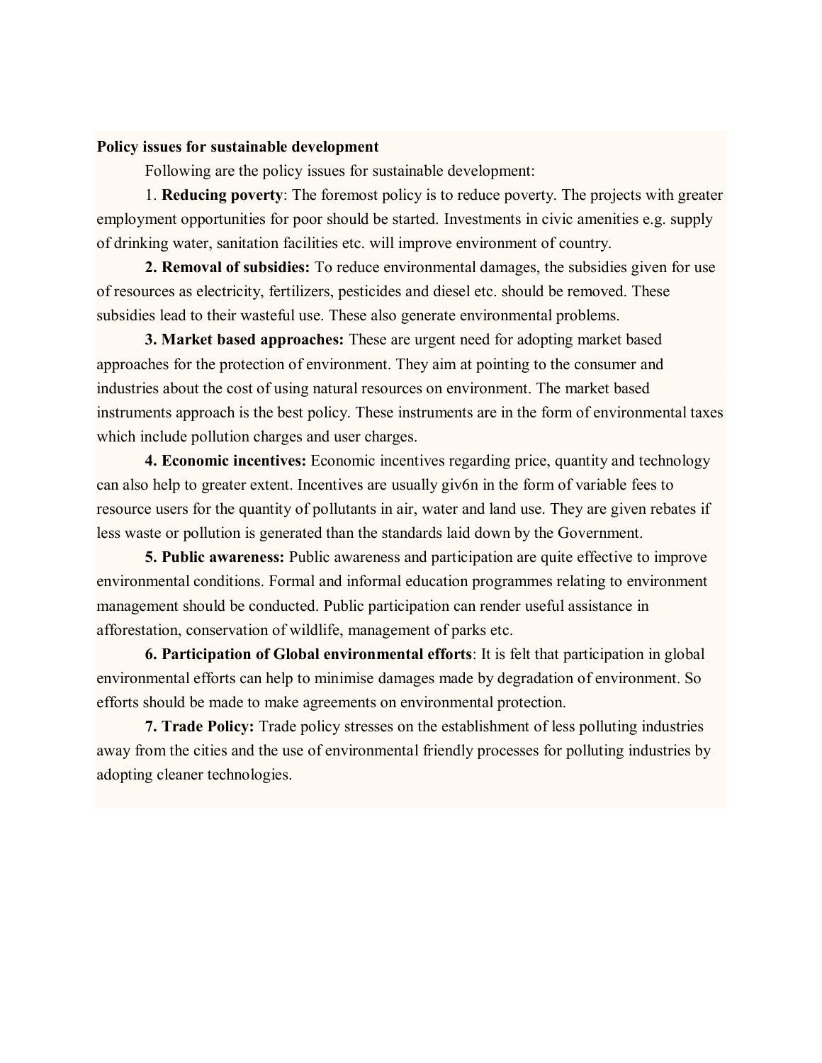**Policy issues for sustainable development**

Following are the policy issues for sustainable development:

1. **Reducing poverty**: The foremost policy is to reduce poverty. The projects with greater employment opportunities for poor should be started. Investments in civic amenities e.g. supply of drinking water, sanitation facilities etc. will improve environment of country.

**2. Removal of subsidies:** To reduce environmental damages, the subsidies given for use of resources as electricity, fertilizers, pesticides and diesel etc. should be removed. These subsidies lead to their wasteful use. These also generate environmental problems.

**3. Market based approaches:** These are urgent need for adopting market based approaches for the protection of environment. They aim at pointing to the consumer and industries about the cost of using natural resources on environment. The market based instruments approach is the best policy. These instruments are in the form of environmental taxes which include pollution charges and user charges.

**4. Economic incentives:** Economic incentives regarding price, quantity and technology can also help to greater extent. Incentives are usually giv6n in the form of variable fees to resource users for the quantity of pollutants in air, water and land use. They are given rebates if less waste or pollution is generated than the standards laid down by the Government.

**5. Public awareness:** Public awareness and participation are quite effective to improve environmental conditions. Formal and informal education programmes relating to environment management should be conducted. Public participation can render useful assistance in afforestation, conservation of wildlife, management of parks etc.

**6. Participation of Global environmental efforts**: It is felt that participation in global environmental efforts can help to minimise damages made by degradation of environment. So efforts should be made to make agreements on environmental protection.

**7. Trade Policy:** Trade policy stresses on the establishment of less polluting industries away from the cities and the use of environmental friendly processes for polluting industries by adopting cleaner technologies.